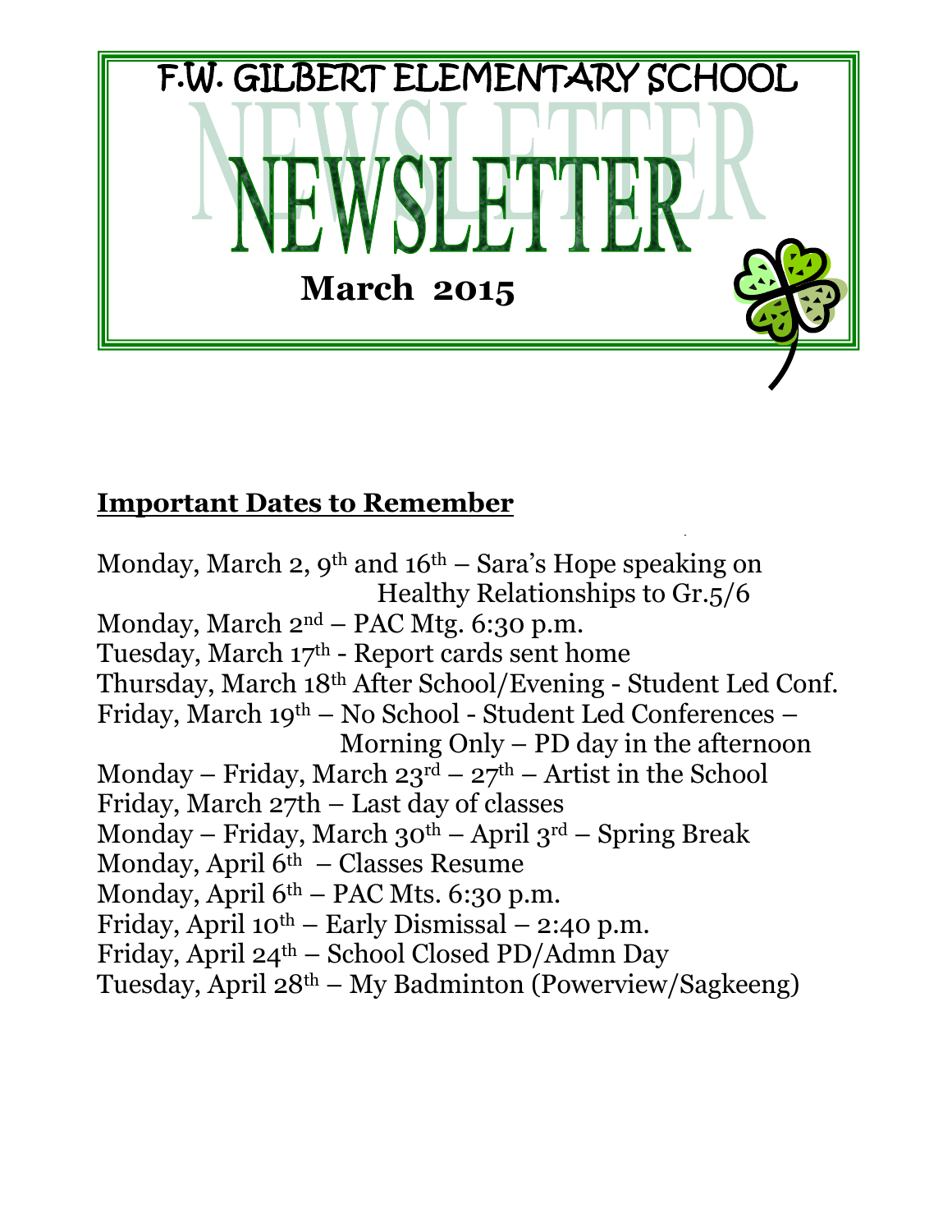# F.W. GILBERT ELEMENTARY SCHOOL

# NEWSLETTER

**March 2015**

## Important Dates to Remember

Monday, March 2, 9th and 16th – Sara's Hope speaking on Healthy Relationships to Gr.5/6
Monday, March 2nd – PAC Mtg. 6:30 p.m.
Tuesday, March 17th - Report cards sent home
Thursday, March 18th After School/Evening - Student Led Conf.
Friday, March 19th – No School - Student Led Conferences – Morning Only – PD day in the afternoon
Monday – Friday, March 23rd – 27th – Artist in the School
Friday, March 27th – Last day of classes
Monday – Friday, March 30th – April 3rd – Spring Break
Monday, April 6th – Classes Resume
Monday, April 6th – PAC Mts. 6:30 p.m.
Friday, April 10th – Early Dismissal – 2:40 p.m.
Friday, April 24th – School Closed PD/Admn Day
Tuesday, April 28th – My Badminton (Powerview/Sagkeeng)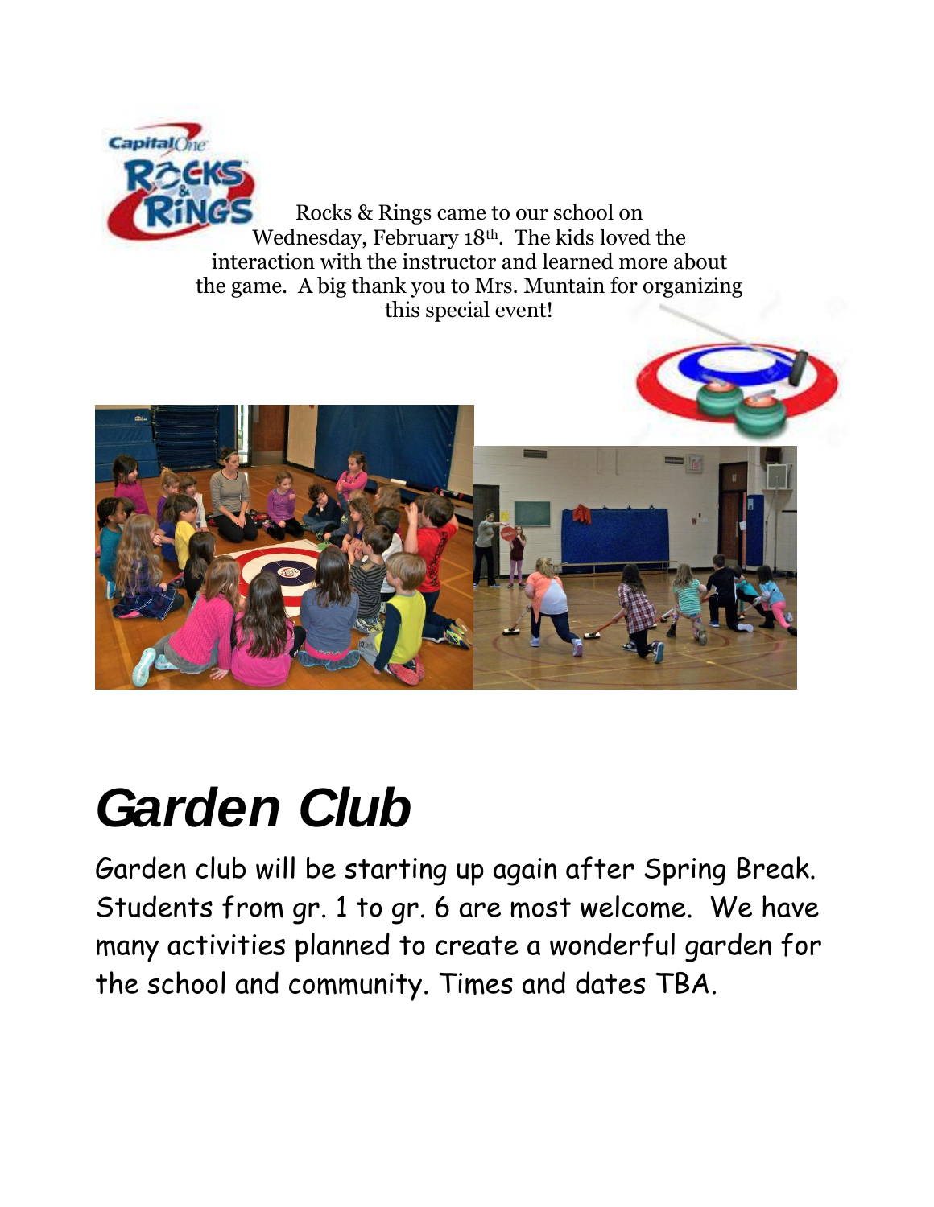Rocks & Rings came to our school on Wednesday, February 18th. The kids loved the interaction with the instructor and learned more about the game. A big thank you to Mrs. Muntain for organizing this special event!

# *Garden Club*

Garden club will be starting up again after Spring Break. Students from gr. 1 to gr. 6 are most welcome. We have many activities planned to create a wonderful garden for the school and community. Times and dates TBA.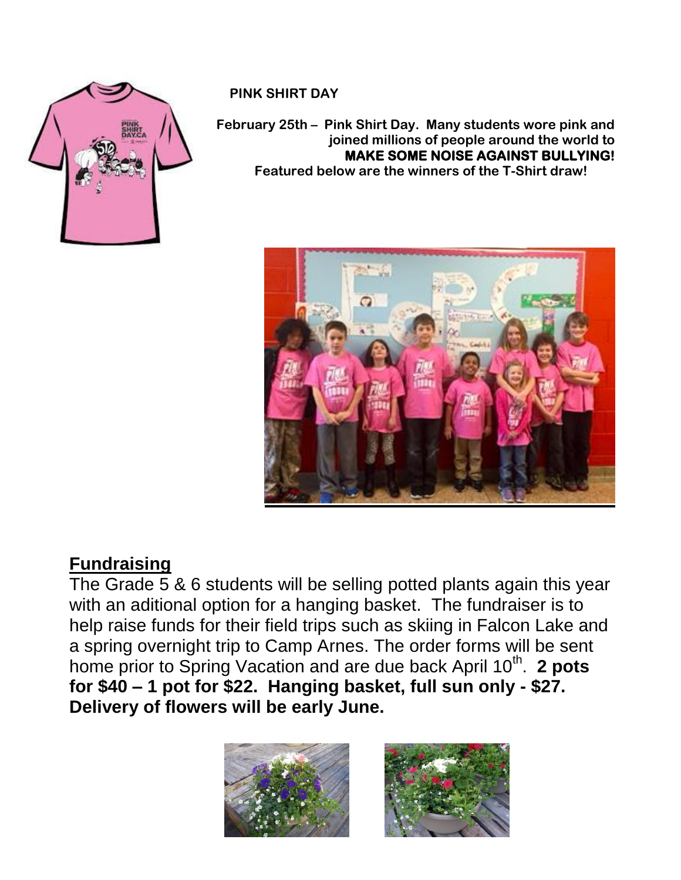**PINK SHIRT DAY**

**February 25th – Pink Shirt Day. Many students wore pink and joined millions of people around the world to MAKE SOME NOISE AGAINST BULLYING!**

**Featured below are the winners of the T-Shirt draw!**

## Fundraising

The Grade 5 & 6 students will be selling potted plants again this year with an aditional option for a hanging basket. The fundraiser is to help raise funds for their field trips such as skiing in Falcon Lake and a spring overnight trip to Camp Arnes. The order forms will be sent home prior to Spring Vacation and are due back April 10th. **2 pots for $40 – 1 pot for $22. Hanging basket, full sun only - $27. Delivery of flowers will be early June.**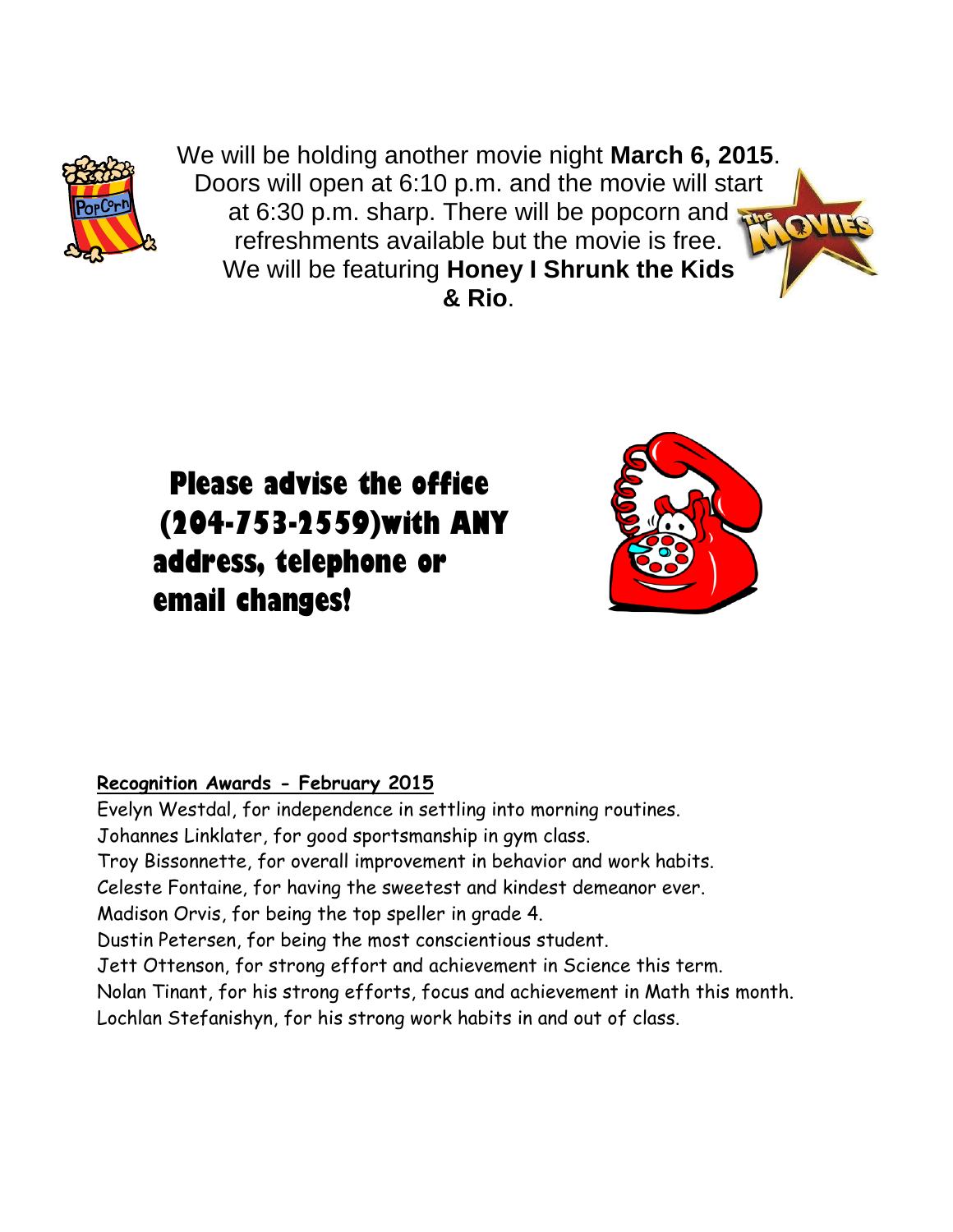We will be holding another movie night **March 6, 2015**. Doors will open at 6:10 p.m. and the movie will start at 6:30 p.m. sharp. There will be popcorn and refreshments available but the movie is free. We will be featuring **Honey I Shrunk the Kids & Rio**.

**Please advise the office (204-753-2559)with ANY address, telephone or email changes!**

**Recognition Awards - February 2015**

Evelyn Westdal, for independence in settling into morning routines.
Johannes Linklater, for good sportsmanship in gym class.
Troy Bissonnette, for overall improvement in behavior and work habits.
Celeste Fontaine, for having the sweetest and kindest demeanor ever.
Madison Orvis, for being the top speller in grade 4.
Dustin Petersen, for being the most conscientious student.
Jett Ottenson, for strong effort and achievement in Science this term.
Nolan Tinant, for his strong efforts, focus and achievement in Math this month.
Lochlan Stefanishyn, for his strong work habits in and out of class.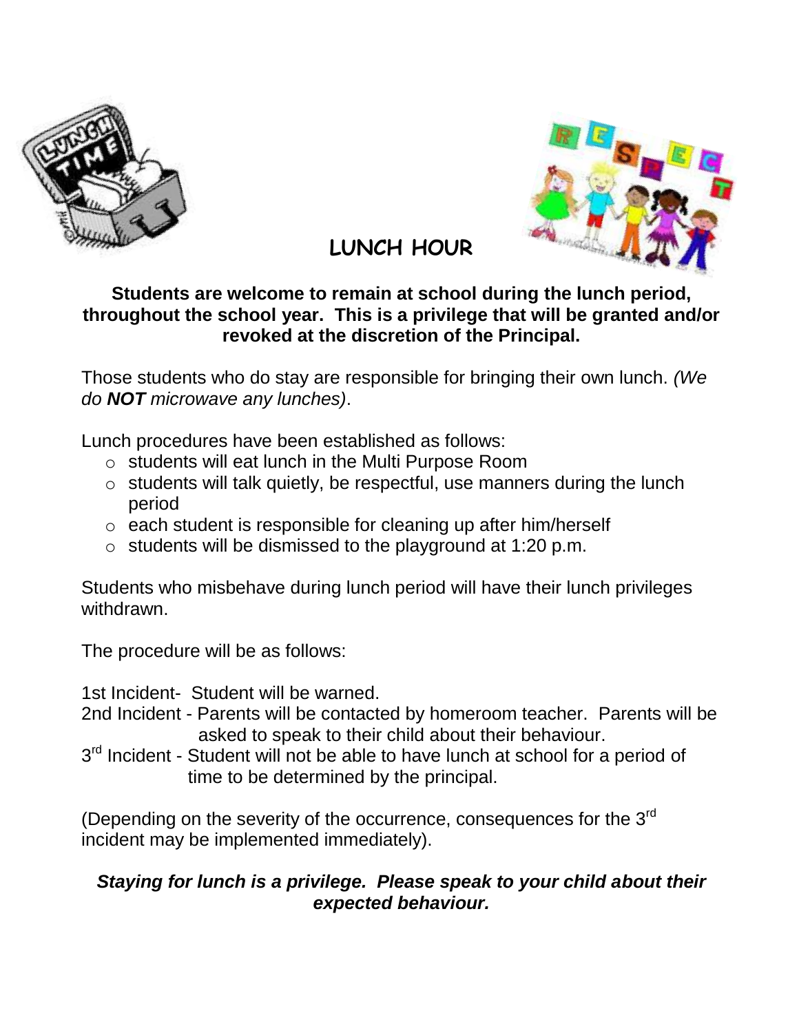# LUNCH HOUR

**Students are welcome to remain at school during the lunch period, throughout the school year. This is a privilege that will be granted and/or revoked at the discretion of the Principal.**

Those students who do stay are responsible for bringing their own lunch. *(We do **NOT** microwave any lunches)*.

Lunch procedures have been established as follows:

- students will eat lunch in the Multi Purpose Room
- students will talk quietly, be respectful, use manners during the lunch period
- each student is responsible for cleaning up after him/herself
- students will be dismissed to the playground at 1:20 p.m.

Students who misbehave during lunch period will have their lunch privileges withdrawn.

The procedure will be as follows:

1st Incident- Student will be warned.
2nd Incident - Parents will be contacted by homeroom teacher. Parents will be asked to speak to their child about their behaviour.
3rd Incident - Student will not be able to have lunch at school for a period of time to be determined by the principal.

(Depending on the severity of the occurrence, consequences for the 3rd incident may be implemented immediately).

***Staying for lunch is a privilege. Please speak to your child about their expected behaviour.***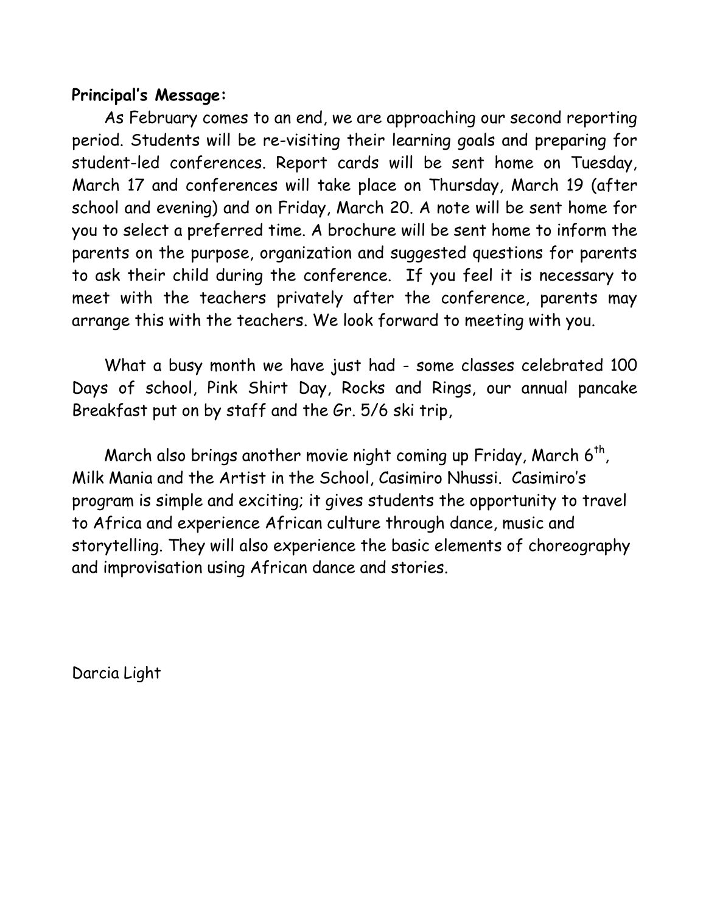**Principal's Message:**

As February comes to an end, we are approaching our second reporting period. Students will be re-visiting their learning goals and preparing for student-led conferences. Report cards will be sent home on Tuesday, March 17 and conferences will take place on Thursday, March 19 (after school and evening) and on Friday, March 20. A note will be sent home for you to select a preferred time. A brochure will be sent home to inform the parents on the purpose, organization and suggested questions for parents to ask their child during the conference. If you feel it is necessary to meet with the teachers privately after the conference, parents may arrange this with the teachers. We look forward to meeting with you.

What a busy month we have just had - some classes celebrated 100 Days of school, Pink Shirt Day, Rocks and Rings, our annual pancake Breakfast put on by staff and the Gr. 5/6 ski trip,

March also brings another movie night coming up Friday, March 6th, Milk Mania and the Artist in the School, Casimiro Nhussi. Casimiro's program is simple and exciting; it gives students the opportunity to travel to Africa and experience African culture through dance, music and storytelling. They will also experience the basic elements of choreography and improvisation using African dance and stories.

Darcia Light